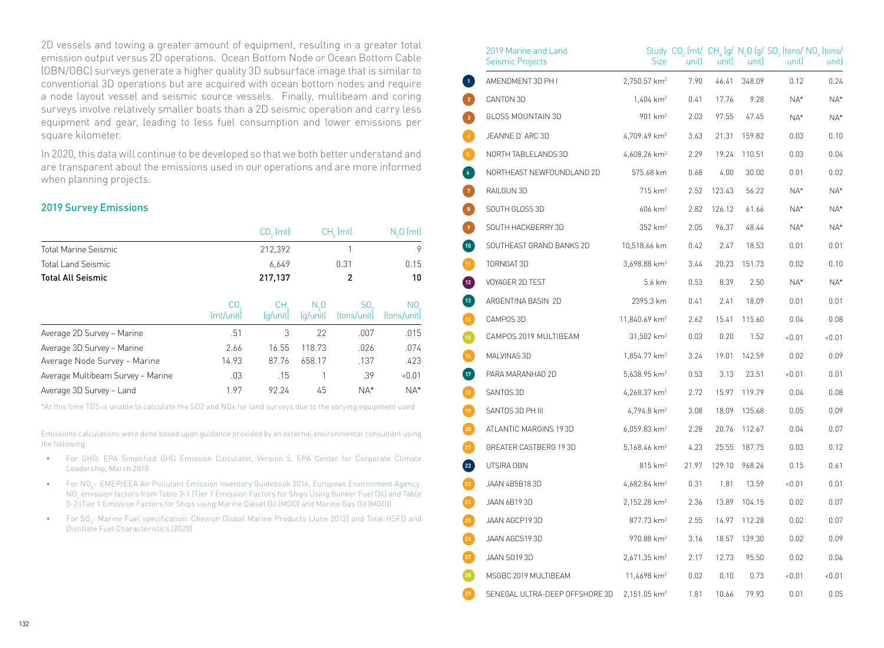2D vessels and towing a greater amount of equipment, resulting in a greater total emission output versus 2D operations. Ocean Bottom Node or Ocean Bottom Cable (OBN/OBC) surveys generate a higher quality 3D subsurface image that is similar to conventional 3D operations but are acquired with ocean bottom nodes and require a node layout vessel and seismic source vessels. Finally, multibeam and coring surveys involve relatively smaller boats than a 2D seismic operation and carry less equipment and gear, leading to less fuel consumption and lower emissions per square kilometer.

In 2020, this data will continue to be developed so that we both better understand and are transparent about the emissions used in our operations and are more informed when planning projects.

## 2019 Survey Emissions

| | $CO_2$ (mt) | $CH_4$ (mt) | $N_2O$ (mt) |
|---|---|---|---|
| Total Marine Seismic | 212,392 | 1 | 9 |
| Total Land Seismic | 6,649 | 0.31 | 0.15 |
| **Total All Seismic** | **217,137** | **2** | **10** |

| | $CO_2$ (mt/unit) | $CH_4$ (g/unit) | $N_2O$ (g/unit) | $SO_2$ (tons/unit) | $NO_x$ (tons/unit) |
|---|---|---|---|---|---|
| Average 2D Survey – Marine | .51 | 3 | 22 | .007 | .015 |
| Average 3D Survey – Marine | 2.66 | 16.55 | 118.73 | .026 | .074 |
| Average Node Survey – Marine | 14.93 | 87.76 | 658.17 | .137 | .423 |
| Average Multibeam Survey – Marine | .03 | .15 | 1 | .39 | <0.01 |
| Average 3D Survey – Land | 1.97 | 92.24 | 45 | NA* | NA* |

*At this time TGS is unable to calculate the SO2 and NOx for land surveys due to the varying equipment used

Emissions calculations were done based upon guidance provided by an external environmental consultant using the following:

- For GHG: EPA Simplified GHG Emission Calculator, Version 5, EPA Center for Corporate Climate Leadership, March 2018
- For $NO_x$: EMEP/EEA Air Pollutant Emission Inventory Guidebook 2016, European Environment Agency. $NO_x$ emission factors from Table 3-1 (Tier 1 Emission Factors for Ships Using Bunker Fuel Oil) and Table 3-2 (Tier 1 Emission Factors for Ships using Marine Diesel Oil (MDO) and Marine Gas Oil (MGO))
- For $SO_2$: Marine Fuel specification: Chevron Global Marine Products (June 2012) and Total HSFO and Distillate Fuel Characteristics (2020)

| | 2019 Marine and Land Seismic Projects | Study Size | $CO_2$ (mt/unit) | $CH_4$ (g/unit) | $N_2O$ (g/unit) | $SO_2$ (tons/unit) | $NO_x$ (tons/unit) |
|---|---|---|---|---|---|---|---|
| 1 | AMENDMENT 3D PH I | 2,750.57 km² | 7.90 | 46.41 | 348.09 | 0.12 | 0.24 |
| 2 | CANTON 3D | 1,404 km² | 0.41 | 17.76 | 9.28 | NA* | NA* |
| 3 | GLOSS MOUNTAIN 3D | 901 km² | 2.03 | 97.55 | 47.45 | NA* | NA* |
| 4 | JEANNE D' ARC 3D | 4,709.49 km² | 3.63 | 21.31 | 159.82 | 0.03 | 0.10 |
| 5 | NORTH TABLELANDS 3D | 4,608.26 km² | 2.29 | 19.24 | 110.51 | 0.03 | 0.04 |
| 6 | NORTHEAST NEWFOUNDLAND 2D | 575.68 km | 0.68 | 4.00 | 30.00 | 0.01 | 0.02 |
| 7 | RAILGUN 3D | 715 km² | 2.52 | 123.43 | 56.22 | NA* | NA* |
| 8 | SOUTH GLOSS 3D | 606 km² | 2.82 | 126.12 | 61.66 | NA* | NA* |
| 9 | SOUTH HACKBERRY 3D | 352 km² | 2.05 | 96.37 | 48.44 | NA* | NA* |
| 10 | SOUTHEAST GRAND BANKS 2D | 10,518.66 km | 0.42 | 2.47 | 18.53 | 0.01 | 0.01 |
| 11 | TORNGAT 3D | 3,698.88 km² | 3.44 | 20.23 | 151.73 | 0.02 | 0.10 |
| 12 | VOYAGER 2D TEST | 5.6 km | 0.53 | 8.39 | 2.50 | NA* | NA* |
| 13 | ARGENTINA BASIN 2D | 2395.3 km | 0.41 | 2.41 | 18.09 | 0.01 | 0.01 |
| 14 | CAMPOS 3D | 11,840.69 km² | 2.62 | 15.41 | 115.60 | 0.04 | 0.08 |
| 15 | CAMPOS 2019 MULTIBEAM | 31,502 km² | 0.03 | 0.20 | 1.52 | <0.01 | <0.01 |
| 16 | MALVINAS 3D | 1,854.77 km² | 3.24 | 19.01 | 142.59 | 0.02 | 0.09 |
| 17 | PARA MARANHAO 2D | 5,638.95 km² | 0.53 | 3.13 | 23.51 | <0.01 | 0.01 |
| 18 | SANTOS 3D | 4,268.37 km² | 2.72 | 15.97 | 119.79 | 0.04 | 0.08 |
| 19 | SANTOS 3D PH III | 4,794.8 km² | 3.08 | 18.09 | 135.68 | 0.05 | 0.09 |
| 20 | ATLANTIC MARGINS 19 3D | 6,059.83 km² | 2.28 | 20.76 | 112.67 | 0.04 | 0.07 |
| 21 | GREATER CASTBERG 19 3D | 5,168.46 km² | 4.23 | 25.55 | 187.75 | 0.03 | 0.12 |
| 22 | UTSIRA OBN | 815 km² | 21.97 | 129.10 | 968.26 | 0.15 | 0.61 |
| 23 | JAAN 4B5B18 3D | 4,682.84 km² | 0.31 | 1.81 | 13.59 | <0.01 | 0.01 |
| 24 | JAAN 6B19 3D | 2,152.28 km² | 2.36 | 13.89 | 104.15 | 0.02 | 0.07 |
| 25 | JAAN AGCP19 3D | 877.73 km² | 2.55 | 14.97 | 112.28 | 0.02 | 0.07 |
| 26 | JAAN AGCS19 3D | 970.88 km² | 3.16 | 18.57 | 139.30 | 0.02 | 0.09 |
| 27 | JAAN SO19 3D | 2,671.35 km² | 2.17 | 12.73 | 95.50 | 0.02 | 0.06 |
| 28 | MSGBC 2019 MULTIBEAM | 11,4698 km² | 0.02 | 0.10 | 0.73 | <0.01 | <0.01 |
| 29 | SENEGAL ULTRA-DEEP OFFSHORE 3D | 2,151.05 km² | 1.81 | 10.66 | 79.93 | 0.01 | 0.05 |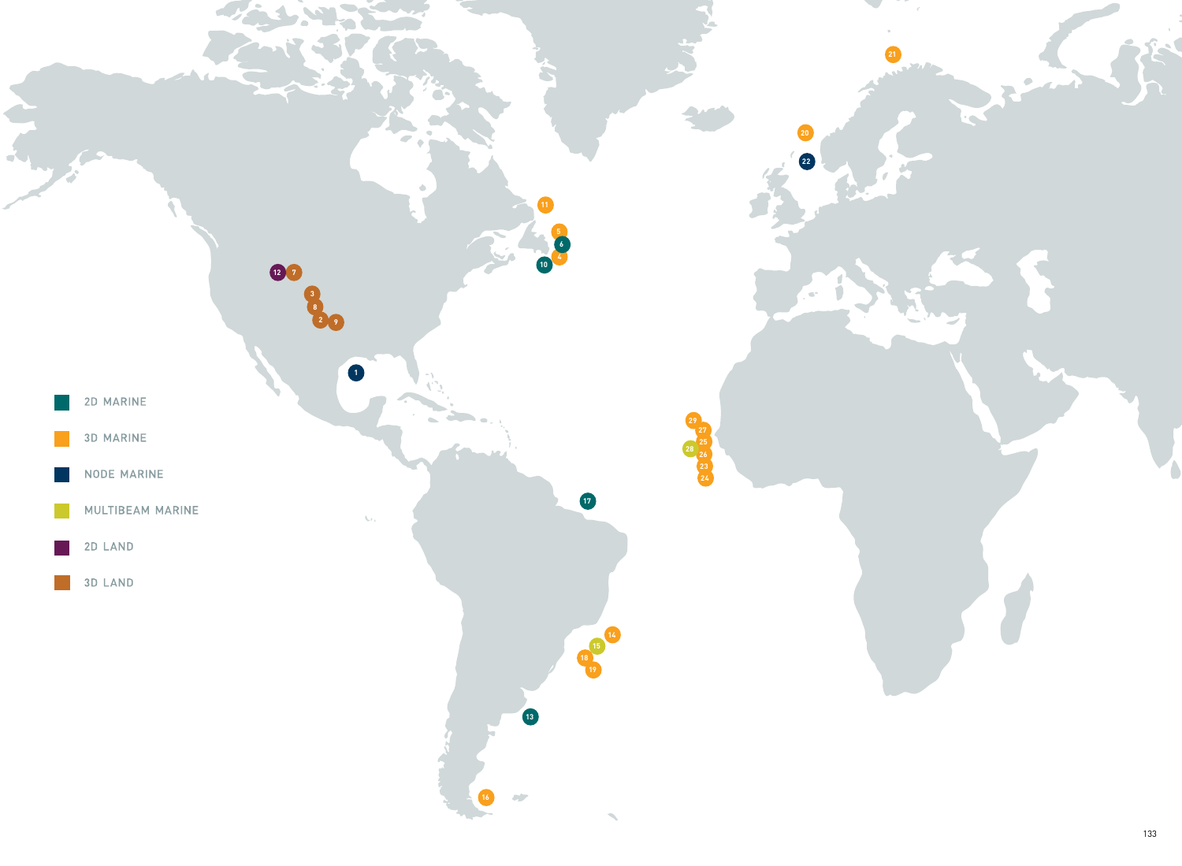2D MARINE

3D MARINE

NODE MARINE

MULTIBEAM MARINE

2D LAND

3D LAND

1

2

3

4

5

6

7

8

9

10

11

12

13

14

15

16

17

18

19

20

21

22

23

24

25

26

27

28

29